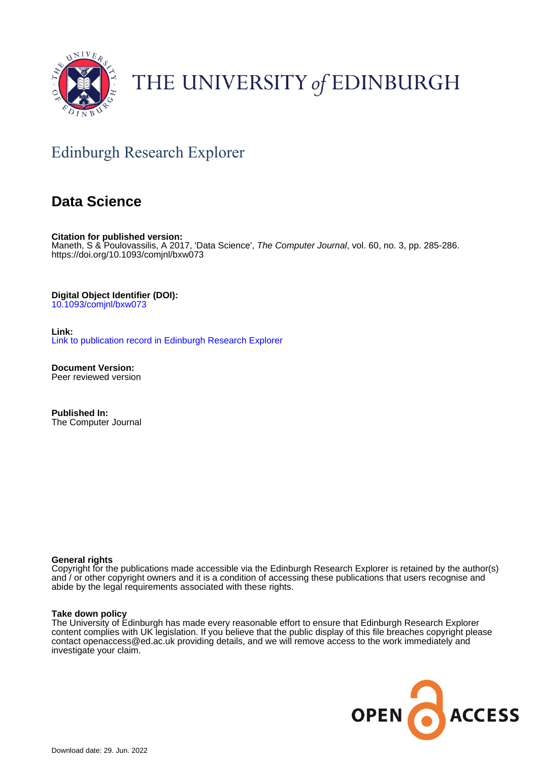THE UNIVERSITY *of* EDINBURGH

Edinburgh Research Explorer

# Data Science

**Citation for published version:**
Maneth, S & Poulovassilis, A 2017, 'Data Science', *The Computer Journal*, vol. 60, no. 3, pp. 285-286. https://doi.org/10.1093/comjnl/bxw073

**Digital Object Identifier (DOI):**
10.1093/comjnl/bxw073

**Link:**
Link to publication record in Edinburgh Research Explorer

**Document Version:**
Peer reviewed version

**Published In:**
The Computer Journal

**General rights**
Copyright for the publications made accessible via the Edinburgh Research Explorer is retained by the author(s) and / or other copyright owners and it is a condition of accessing these publications that users recognise and abide by the legal requirements associated with these rights.

**Take down policy**
The University of Edinburgh has made every reasonable effort to ensure that Edinburgh Research Explorer content complies with UK legislation. If you believe that the public display of this file breaches copyright please contact openaccess@ed.ac.uk providing details, and we will remove access to the work immediately and investigate your claim.

OPEN ACCESS

Download date: 29. Jun. 2022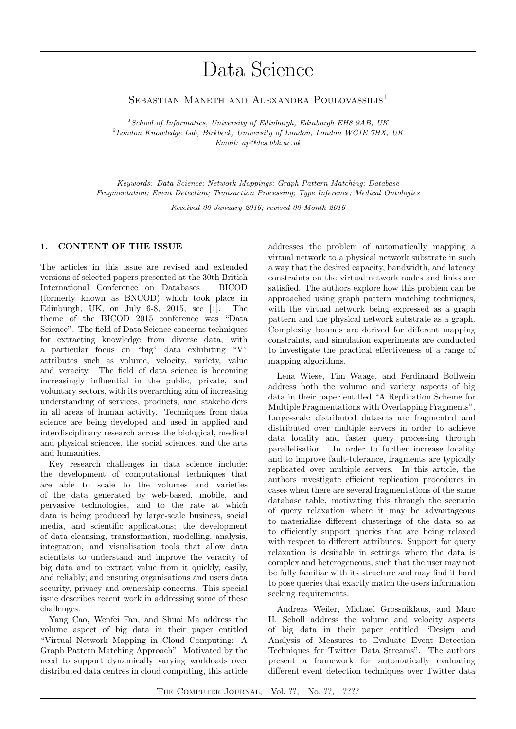# Data Science

Sebastian Maneth and Alexandra Poulovassilis[1]

[1]*School of Informatics, University of Edinburgh, Edinburgh EH8 9AB, UK*
[2]*London Knowledge Lab, Birkbeck, University of London, London WC1E 7HX, UK*
*Email: ap@dcs.bbk.ac.uk*

*Keywords: Data Science; Network Mappings; Graph Pattern Matching; Database Fragmentation; Event Detection; Transaction Processing; Type Inference; Medical Ontologies*

*Received 00 January 2016; revised 00 Month 2016*

## 1. CONTENT OF THE ISSUE

The articles in this issue are revised and extended versions of selected papers presented at the 30th British International Conference on Databases – BICOD (formerly known as BNCOD) which took place in Edinburgh, UK, on July 6-8, 2015, see [1]. The theme of the BICOD 2015 conference was "Data Science". The field of Data Science concerns techniques for extracting knowledge from diverse data, with a particular focus on "big" data exhibiting "V" attributes such as volume, velocity, variety, value and veracity. The field of data science is becoming increasingly influential in the public, private, and voluntary sectors, with its overarching aim of increasing understanding of services, products, and stakeholders in all areas of human activity. Techniques from data science are being developed and used in applied and interdisciplinary research across the biological, medical and physical sciences, the social sciences, and the arts and humanities.

Key research challenges in data science include: the development of computational techniques that are able to scale to the volumes and varieties of the data generated by web-based, mobile, and pervasive technologies, and to the rate at which data is being produced by large-scale business, social media, and scientific applications; the development of data cleansing, transformation, modelling, analysis, integration, and visualisation tools that allow data scientists to understand and improve the veracity of big data and to extract value from it quickly, easily, and reliably; and ensuring organisations and users data security, privacy and ownership concerns. This special issue describes recent work in addressing some of these challenges.

Yang Cao, Wenfei Fan, and Shuai Ma address the volume aspect of big data in their paper entitled "Virtual Network Mapping in Cloud Computing: A Graph Pattern Matching Approach". Motivated by the need to support dynamically varying workloads over distributed data centres in cloud computing, this article addresses the problem of automatically mapping a virtual network to a physical network substrate in such a way that the desired capacity, bandwidth, and latency constraints on the virtual network nodes and links are satisfied. The authors explore how this problem can be approached using graph pattern matching techniques, with the virtual network being expressed as a graph pattern and the physical network substrate as a graph. Complexity bounds are derived for different mapping constraints, and simulation experiments are conducted to investigate the practical effectiveness of a range of mapping algorithms.

Lena Wiese, Tim Waage, and Ferdinand Bollwein address both the volume and variety aspects of big data in their paper entitled "A Replication Scheme for Multiple Fragmentations with Overlapping Fragments". Large-scale distributed datasets are fragmented and distributed over multiple servers in order to achieve data locality and faster query processing through parallelisation. In order to further increase locality and to improve fault-tolerance, fragments are typically replicated over multiple servers. In this article, the authors investigate efficient replication procedures in cases when there are several fragmentations of the same database table, motivating this through the scenario of query relaxation where it may be advantageous to materialise different clusterings of the data so as to efficiently support queries that are being relaxed with respect to different attributes. Support for query relaxation is desirable in settings where the data is complex and heterogeneous, such that the user may not be fully familiar with its structure and may find it hard to pose queries that exactly match the users information seeking requirements.

Andreas Weiler, Michael Grossniklaus, and Marc H. Scholl address the volume and velocity aspects of big data in their paper entitled "Design and Analysis of Measures to Evaluate Event Detection Techniques for Twitter Data Streams". The authors present a framework for automatically evaluating different event detection techniques over Twitter data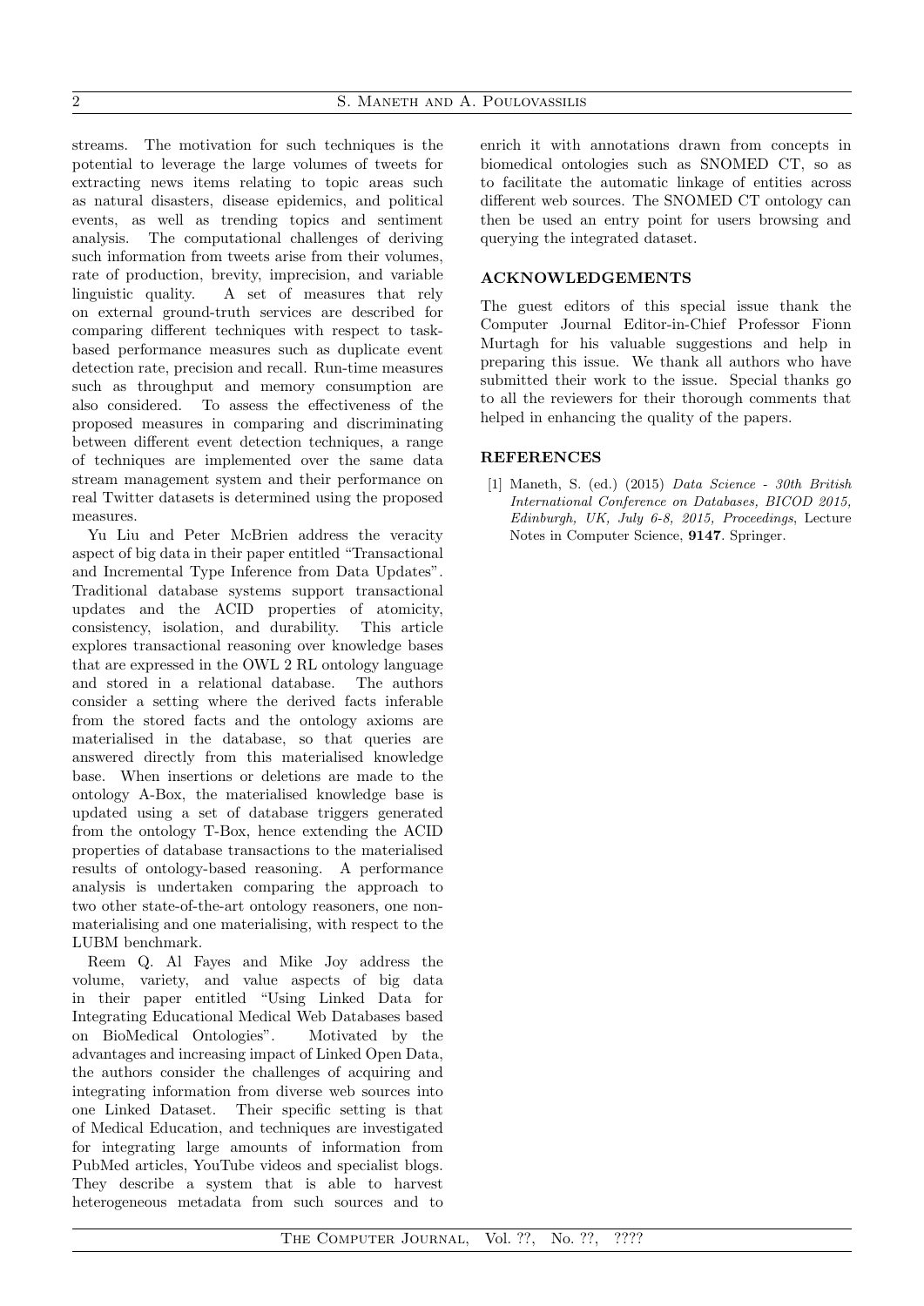streams. The motivation for such techniques is the potential to leverage the large volumes of tweets for extracting news items relating to topic areas such as natural disasters, disease epidemics, and political events, as well as trending topics and sentiment analysis. The computational challenges of deriving such information from tweets arise from their volumes, rate of production, brevity, imprecision, and variable linguistic quality. A set of measures that rely on external ground-truth services are described for comparing different techniques with respect to task-based performance measures such as duplicate event detection rate, precision and recall. Run-time measures such as throughput and memory consumption are also considered. To assess the effectiveness of the proposed measures in comparing and discriminating between different event detection techniques, a range of techniques are implemented over the same data stream management system and their performance on real Twitter datasets is determined using the proposed measures.

Yu Liu and Peter McBrien address the veracity aspect of big data in their paper entitled "Transactional and Incremental Type Inference from Data Updates". Traditional database systems support transactional updates and the ACID properties of atomicity, consistency, isolation, and durability. This article explores transactional reasoning over knowledge bases that are expressed in the OWL 2 RL ontology language and stored in a relational database. The authors consider a setting where the derived facts inferable from the stored facts and the ontology axioms are materialised in the database, so that queries are answered directly from this materialised knowledge base. When insertions or deletions are made to the ontology A-Box, the materialised knowledge base is updated using a set of database triggers generated from the ontology T-Box, hence extending the ACID properties of database transactions to the materialised results of ontology-based reasoning. A performance analysis is undertaken comparing the approach to two other state-of-the-art ontology reasoners, one non-materialising and one materialising, with respect to the LUBM benchmark.

Reem Q. Al Fayes and Mike Joy address the volume, variety, and value aspects of big data in their paper entitled "Using Linked Data for Integrating Educational Medical Web Databases based on BioMedical Ontologies". Motivated by the advantages and increasing impact of Linked Open Data, the authors consider the challenges of acquiring and integrating information from diverse web sources into one Linked Dataset. Their specific setting is that of Medical Education, and techniques are investigated for integrating large amounts of information from PubMed articles, YouTube videos and specialist blogs. They describe a system that is able to harvest heterogeneous metadata from such sources and to enrich it with annotations drawn from concepts in biomedical ontologies such as SNOMED CT, so as to facilitate the automatic linkage of entities across different web sources. The SNOMED CT ontology can then be used an entry point for users browsing and querying the integrated dataset.

## ACKNOWLEDGEMENTS

The guest editors of this special issue thank the Computer Journal Editor-in-Chief Professor Fionn Murtagh for his valuable suggestions and help in preparing this issue. We thank all authors who have submitted their work to the issue. Special thanks go to all the reviewers for their thorough comments that helped in enhancing the quality of the papers.

## REFERENCES

[1] Maneth, S. (ed.) (2015) *Data Science - 30th British International Conference on Databases, BICOD 2015, Edinburgh, UK, July 6-8, 2015, Proceedings*, Lecture Notes in Computer Science, **9147**. Springer.